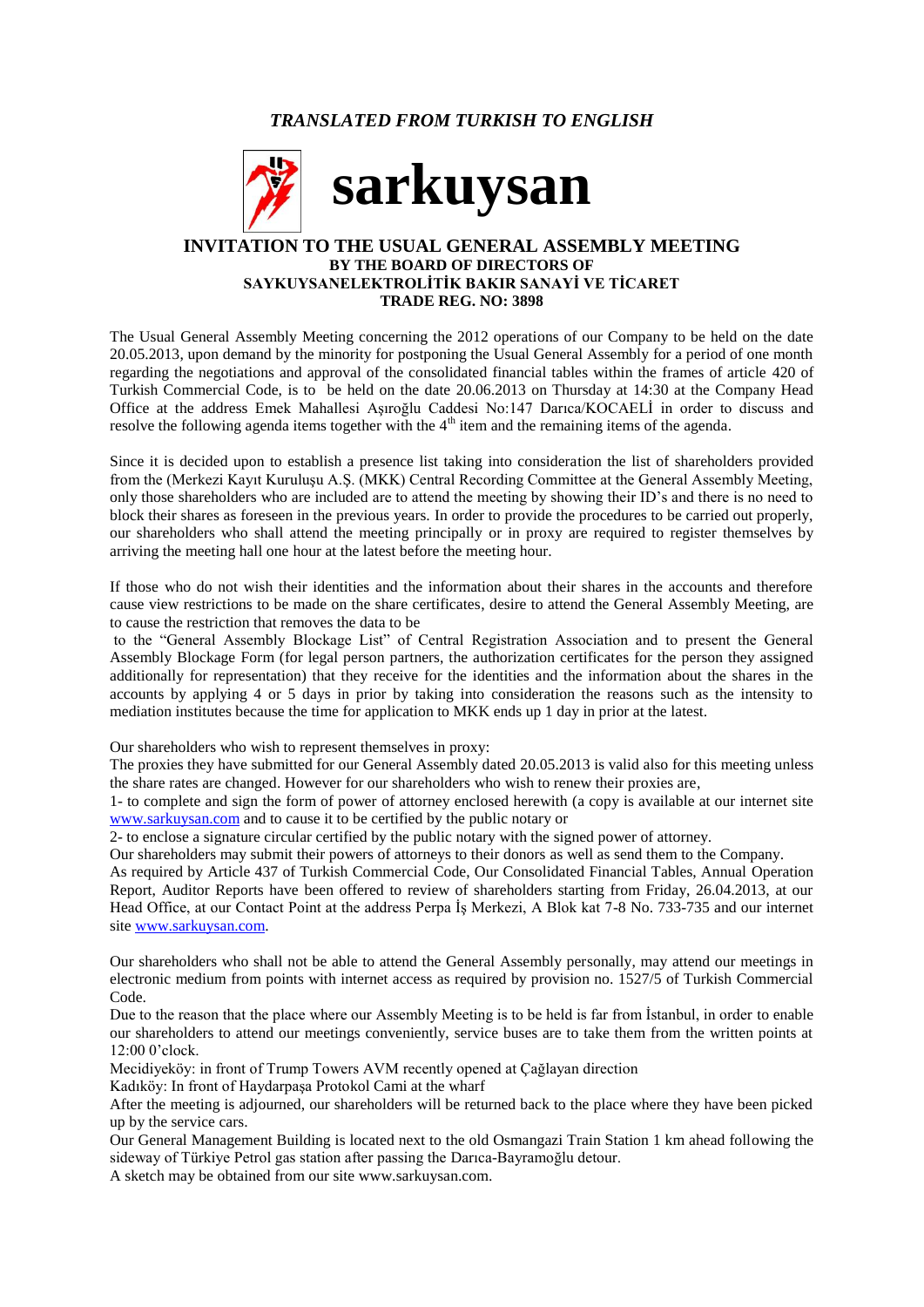*TRANSLATED FROM TURKISH TO ENGLISH*

**sarkuysan**

# INVITATION TO THE USUAL GENERAL ASSEMBLY MEETING
## BY THE BOARD OF DIRECTORS OF
## SAYKUYSANELEKTROLİTİK BAKIR SANAYİ VE TİCARET
## TRADE REG. NO: 3898

The Usual General Assembly Meeting concerning the 2012 operations of our Company to be held on the date 20.05.2013, upon demand by the minority for postponing the Usual General Assembly for a period of one month regarding the negotiations and approval of the consolidated financial tables within the frames of article 420 of Turkish Commercial Code, is to be held on the date 20.06.2013 on Thursday at 14:30 at the Company Head Office at the address Emek Mahallesi Aşıroğlu Caddesi No:147 Darıca/KOCAELİ in order to discuss and resolve the following agenda items together with the 4th item and the remaining items of the agenda.

Since it is decided upon to establish a presence list taking into consideration the list of shareholders provided from the (Merkezi Kayıt Kuruluşu A.Ş. (MKK) Central Recording Committee at the General Assembly Meeting, only those shareholders who are included are to attend the meeting by showing their ID's and there is no need to block their shares as foreseen in the previous years. In order to provide the procedures to be carried out properly, our shareholders who shall attend the meeting principally or in proxy are required to register themselves by arriving the meeting hall one hour at the latest before the meeting hour.

If those who do not wish their identities and the information about their shares in the accounts and therefore cause view restrictions to be made on the share certificates, desire to attend the General Assembly Meeting, are to cause the restriction that removes the data to be

to the "General Assembly Blockage List" of Central Registration Association and to present the General Assembly Blockage Form (for legal person partners, the authorization certificates for the person they assigned additionally for representation) that they receive for the identities and the information about the shares in the accounts by applying 4 or 5 days in prior by taking into consideration the reasons such as the intensity to mediation institutes because the time for application to MKK ends up 1 day in prior at the latest.

Our shareholders who wish to represent themselves in proxy:

The proxies they have submitted for our General Assembly dated 20.05.2013 is valid also for this meeting unless the share rates are changed. However for our shareholders who wish to renew their proxies are,

1- to complete and sign the form of power of attorney enclosed herewith (a copy is available at our internet site www.sarkuysan.com and to cause it to be certified by the public notary or

2- to enclose a signature circular certified by the public notary with the signed power of attorney.

Our shareholders may submit their powers of attorneys to their donors as well as send them to the Company.

As required by Article 437 of Turkish Commercial Code, Our Consolidated Financial Tables, Annual Operation Report, Auditor Reports have been offered to review of shareholders starting from Friday, 26.04.2013, at our Head Office, at our Contact Point at the address Perpa İş Merkezi, A Blok kat 7-8 No. 733-735 and our internet site www.sarkuysan.com.

Our shareholders who shall not be able to attend the General Assembly personally, may attend our meetings in electronic medium from points with internet access as required by provision no. 1527/5 of Turkish Commercial Code.

Due to the reason that the place where our Assembly Meeting is to be held is far from İstanbul, in order to enable our shareholders to attend our meetings conveniently, service buses are to take them from the written points at 12:00 0'clock.

Mecidiyeköy: in front of Trump Towers AVM recently opened at Çağlayan direction

Kadıköy: In front of Haydarpaşa Protokol Cami at the wharf

After the meeting is adjourned, our shareholders will be returned back to the place where they have been picked up by the service cars.

Our General Management Building is located next to the old Osmangazi Train Station 1 km ahead following the sideway of Türkiye Petrol gas station after passing the Darıca-Bayramoğlu detour.

A sketch may be obtained from our site www.sarkuysan.com.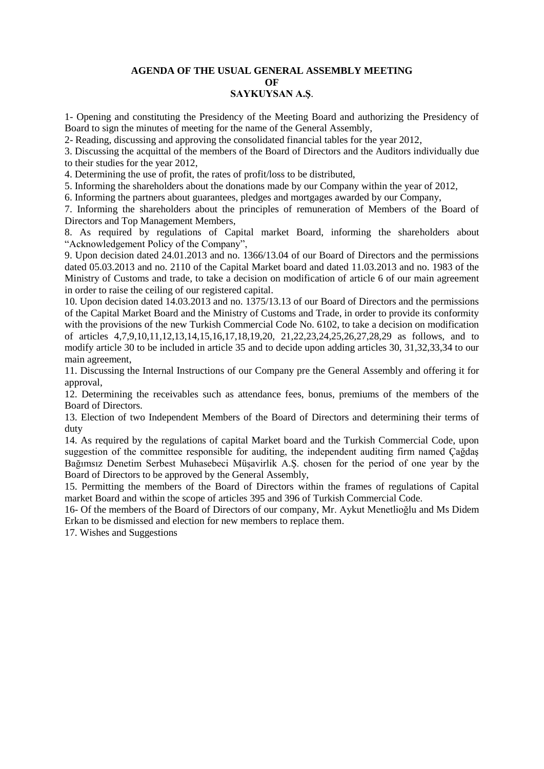**AGENDA OF THE USUAL GENERAL ASSEMBLY MEETING**
**OF**
**SAYKUYSAN A.Ş.**

1- Opening and constituting the Presidency of the Meeting Board and authorizing the Presidency of Board to sign the minutes of meeting for the name of the General Assembly,

2- Reading, discussing and approving the consolidated financial tables for the year 2012,

3. Discussing the acquittal of the members of the Board of Directors and the Auditors individually due to their studies for the year 2012,

4. Determining the use of profit, the rates of profit/loss to be distributed,

5. Informing the shareholders about the donations made by our Company within the year of 2012,

6. Informing the partners about guarantees, pledges and mortgages awarded by our Company,

7. Informing the shareholders about the principles of remuneration of Members of the Board of Directors and Top Management Members,

8. As required by regulations of Capital market Board, informing the shareholders about "Acknowledgement Policy of the Company",

9. Upon decision dated 24.01.2013 and no. 1366/13.04 of our Board of Directors and the permissions dated 05.03.2013 and no. 2110 of the Capital Market board and dated 11.03.2013 and no. 1983 of the Ministry of Customs and trade, to take a decision on modification of article 6 of our main agreement in order to raise the ceiling of our registered capital.

10. Upon decision dated 14.03.2013 and no. 1375/13.13 of our Board of Directors and the permissions of the Capital Market Board and the Ministry of Customs and Trade, in order to provide its conformity with the provisions of the new Turkish Commercial Code No. 6102, to take a decision on modification of articles 4,7,9,10,11,12,13,14,15,16,17,18,19,20, 21,22,23,24,25,26,27,28,29 as follows, and to modify article 30 to be included in article 35 and to decide upon adding articles 30, 31,32,33,34 to our main agreement,

11. Discussing the Internal Instructions of our Company pre the General Assembly and offering it for approval,

12. Determining the receivables such as attendance fees, bonus, premiums of the members of the Board of Directors.

13. Election of two Independent Members of the Board of Directors and determining their terms of duty

14. As required by the regulations of capital Market board and the Turkish Commercial Code, upon suggestion of the committee responsible for auditing, the independent auditing firm named Çağdaş Bağımsız Denetim Serbest Muhasebeci Müşavirlik A.Ş. chosen for the period of one year by the Board of Directors to be approved by the General Assembly,

15. Permitting the members of the Board of Directors within the frames of regulations of Capital market Board and within the scope of articles 395 and 396 of Turkish Commercial Code.

16- Of the members of the Board of Directors of our company, Mr. Aykut Menetlioğlu and Ms Didem Erkan to be dismissed and election for new members to replace them.

17. Wishes and Suggestions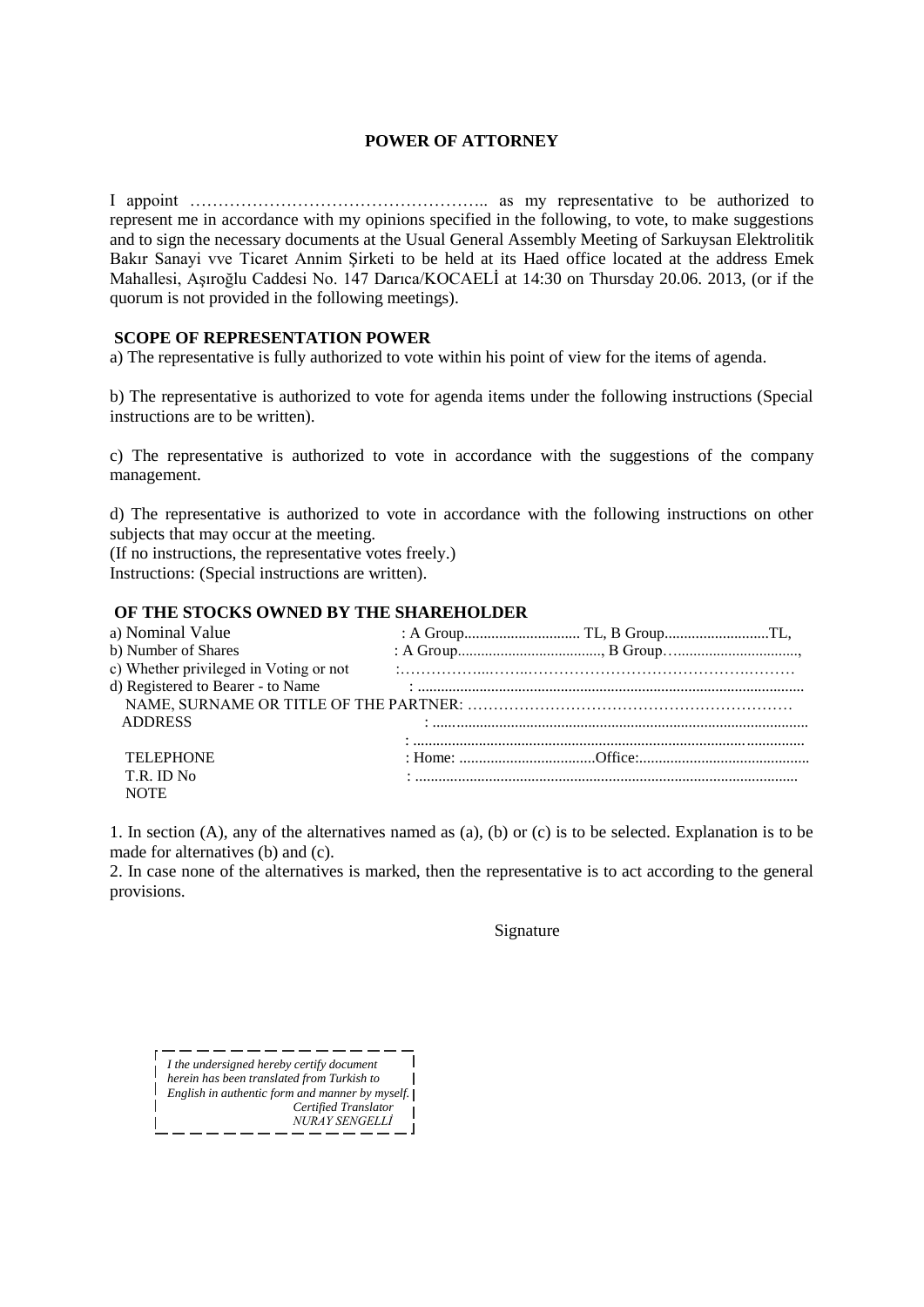# POWER OF ATTORNEY

I appoint …………………………………………….. as my representative to be authorized to represent me in accordance with my opinions specified in the following, to vote, to make suggestions and to sign the necessary documents at the Usual General Assembly Meeting of Sarkuysan Elektrolitik Bakır Sanayi vve Ticaret Annim Şirketi to be held at its Haed office located at the address Emek Mahallesi, Aşıroğlu Caddesi No. 147 Darıca/KOCAELİ at 14:30 on Thursday 20.06. 2013, (or if the quorum is not provided in the following meetings).

**SCOPE OF REPRESENTATION POWER**

a) The representative is fully authorized to vote within his point of view for the items of agenda.

b) The representative is authorized to vote for agenda items under the following instructions (Special instructions are to be written).

c) The representative is authorized to vote in accordance with the suggestions of the company management.

d) The representative is authorized to vote in accordance with the following instructions on other subjects that may occur at the meeting.
(If no instructions, the representative votes freely.)
Instructions: (Special instructions are written).

**OF THE STOCKS OWNED BY THE SHAREHOLDER**

| | |
|---|---|
| a) Nominal Value | : A Group.............................. TL, B Group...........................TL, |
| b) Number of Shares | : A Group....................................., B Group…..............................., |
| c) Whether privileged in Voting or not | :……………...……..…………………………………….……… |
| d) Registered to Bearer - to Name | : ................................................................................................. |

NAME, SURNAME OR TITLE OF THE PARTNER: ………………………………………………………

| | |
|---|---|
| ADDRESS | : ....……........................................................................................ |
| | : ................................................................................................... |
| TELEPHONE | : Home: ...................................Office:........................................... |
| T.R. ID No | : .................................................................................................. |
| NOTE | |

1. In section (A), any of the alternatives named as (a), (b) or (c) is to be selected. Explanation is to be made for alternatives (b) and (c).
2. In case none of the alternatives is marked, then the representative is to act according to the general provisions.

Signature

*I the undersigned hereby certify document herein has been translated from Turkish to English in authentic form and manner by myself.*
*Certified Translator*
*NURAY SENGELLİ*